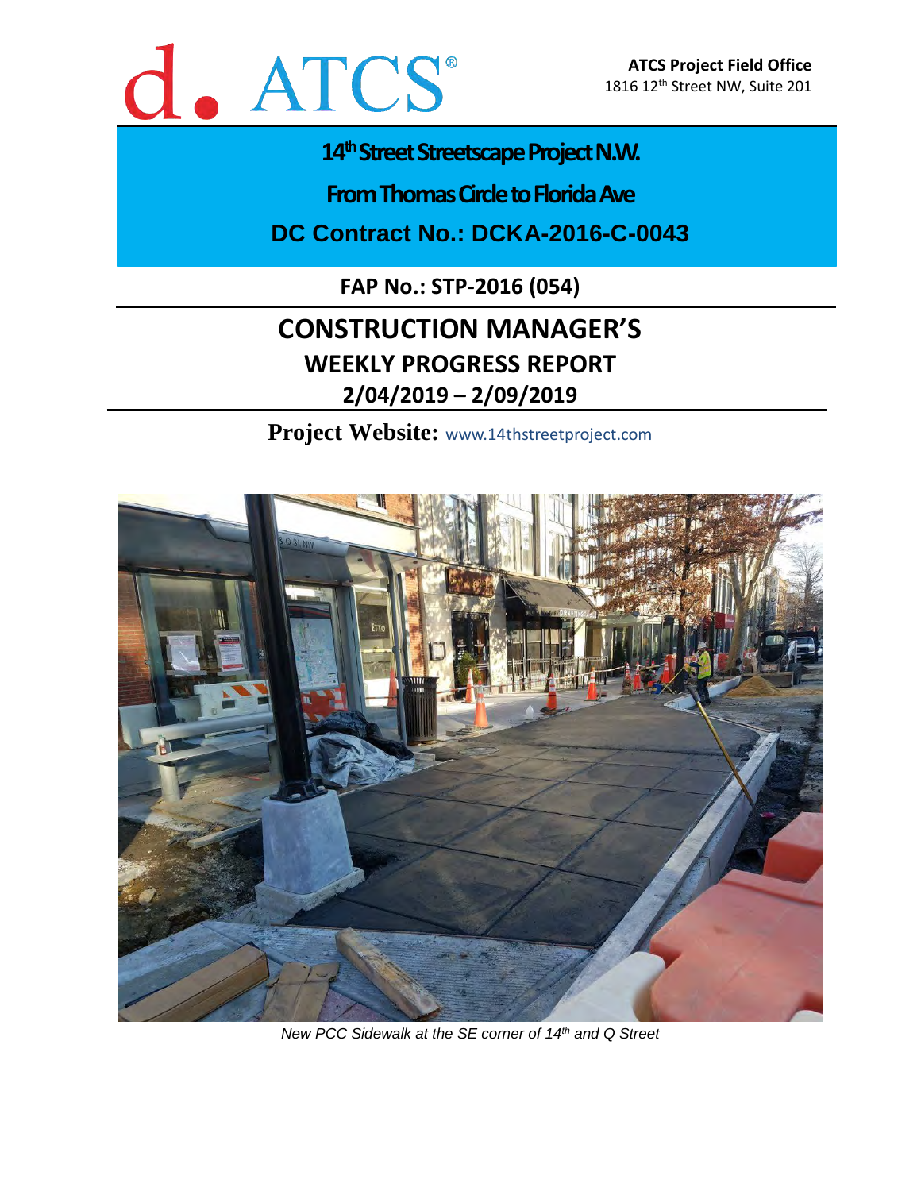d. ATCS®

**ATCS Project Field Office**
1816 12th Street NW, Suite 201

# 14th Street Streetscape Project N.W.

## From Thomas Circle to Florida Ave

## DC Contract No.: DCKA-2016-C-0043

**FAP No.: STP-2016 (054)**

# CONSTRUCTION MANAGER'S

## WEEKLY PROGRESS REPORT

## 2/04/2019 – 2/09/2019

**Project Website:** www.14thstreetproject.com

*New PCC Sidewalk at the SE corner of 14th and Q Street*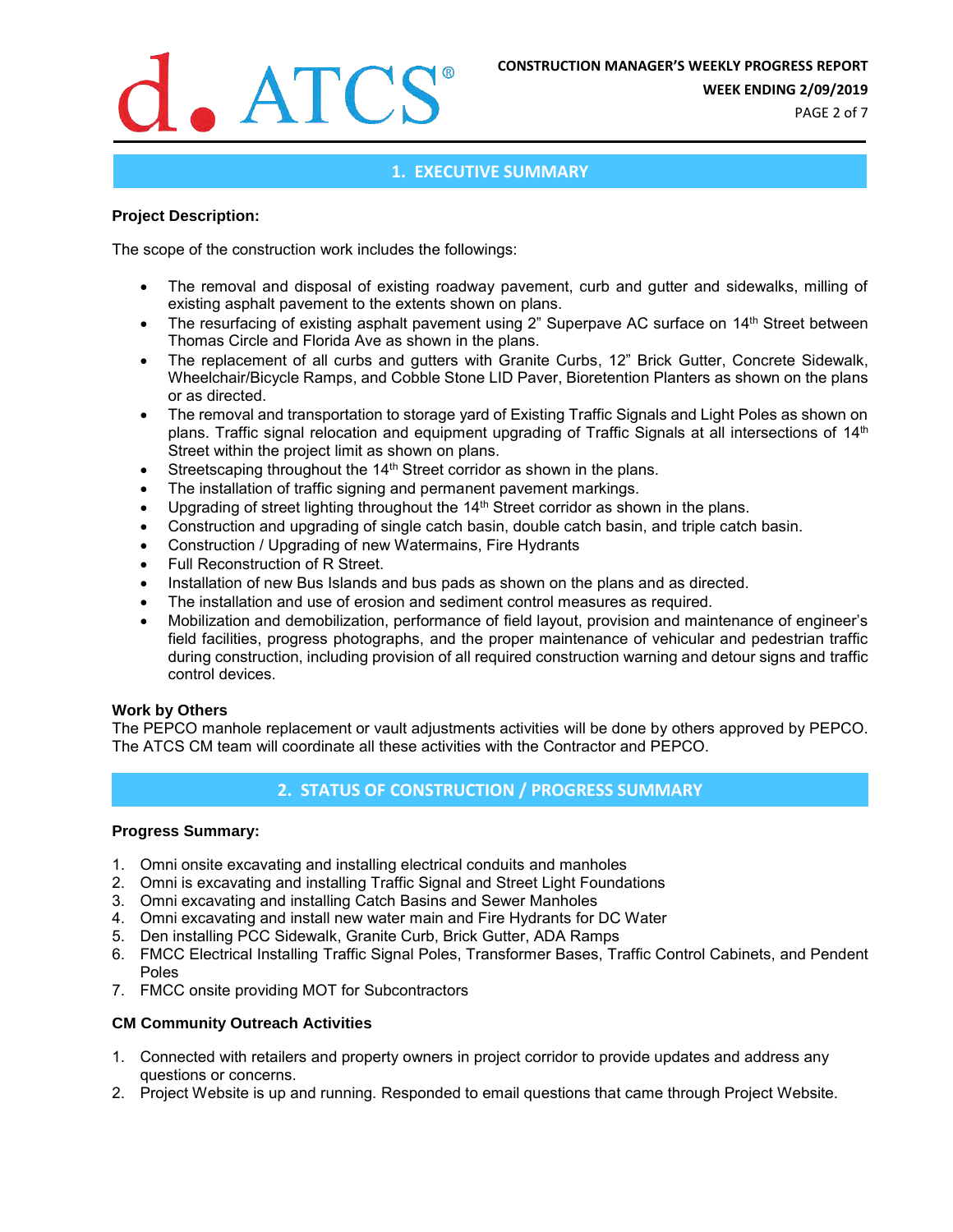## 1. EXECUTIVE SUMMARY

**Project Description:**

The scope of the construction work includes the followings:

- The removal and disposal of existing roadway pavement, curb and gutter and sidewalks, milling of existing asphalt pavement to the extents shown on plans.
- The resurfacing of existing asphalt pavement using 2" Superpave AC surface on 14th Street between Thomas Circle and Florida Ave as shown in the plans.
- The replacement of all curbs and gutters with Granite Curbs, 12" Brick Gutter, Concrete Sidewalk, Wheelchair/Bicycle Ramps, and Cobble Stone LID Paver, Bioretention Planters as shown on the plans or as directed.
- The removal and transportation to storage yard of Existing Traffic Signals and Light Poles as shown on plans. Traffic signal relocation and equipment upgrading of Traffic Signals at all intersections of 14th Street within the project limit as shown on plans.
- Streetscaping throughout the 14th Street corridor as shown in the plans.
- The installation of traffic signing and permanent pavement markings.
- Upgrading of street lighting throughout the 14th Street corridor as shown in the plans.
- Construction and upgrading of single catch basin, double catch basin, and triple catch basin.
- Construction / Upgrading of new Watermains, Fire Hydrants
- Full Reconstruction of R Street.
- Installation of new Bus Islands and bus pads as shown on the plans and as directed.
- The installation and use of erosion and sediment control measures as required.
- Mobilization and demobilization, performance of field layout, provision and maintenance of engineer's field facilities, progress photographs, and the proper maintenance of vehicular and pedestrian traffic during construction, including provision of all required construction warning and detour signs and traffic control devices.

**Work by Others**

The PEPCO manhole replacement or vault adjustments activities will be done by others approved by PEPCO. The ATCS CM team will coordinate all these activities with the Contractor and PEPCO.

## 2. STATUS OF CONSTRUCTION / PROGRESS SUMMARY

**Progress Summary:**

1. Omni onsite excavating and installing electrical conduits and manholes
2. Omni is excavating and installing Traffic Signal and Street Light Foundations
3. Omni excavating and installing Catch Basins and Sewer Manholes
4. Omni excavating and install new water main and Fire Hydrants for DC Water
5. Den installing PCC Sidewalk, Granite Curb, Brick Gutter, ADA Ramps
6. FMCC Electrical Installing Traffic Signal Poles, Transformer Bases, Traffic Control Cabinets, and Pendent Poles
7. FMCC onsite providing MOT for Subcontractors

**CM Community Outreach Activities**

1. Connected with retailers and property owners in project corridor to provide updates and address any questions or concerns.
2. Project Website is up and running. Responded to email questions that came through Project Website.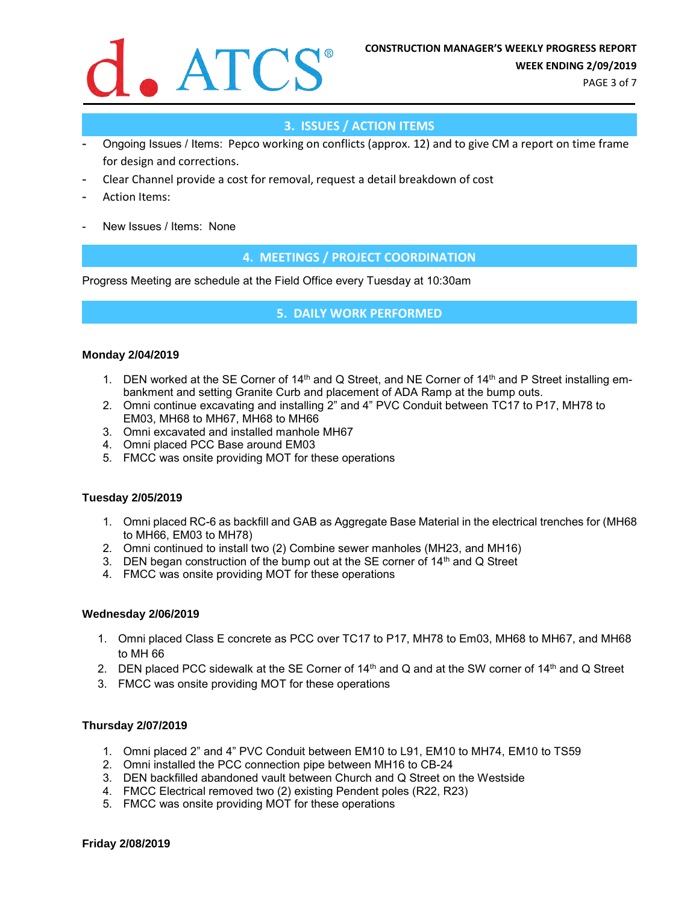## 3. ISSUES / ACTION ITEMS

- Ongoing Issues / Items: Pepco working on conflicts (approx. 12) and to give CM a report on time frame for design and corrections.
- Clear Channel provide a cost for removal, request a detail breakdown of cost
- Action Items:

- New Issues / Items: None

## 4. MEETINGS / PROJECT COORDINATION

Progress Meeting are schedule at the Field Office every Tuesday at 10:30am

## 5. DAILY WORK PERFORMED

**Monday 2/04/2019**

1. DEN worked at the SE Corner of 14th and Q Street, and NE Corner of 14th and P Street installing embankment and setting Granite Curb and placement of ADA Ramp at the bump outs.
2. Omni continue excavating and installing 2" and 4" PVC Conduit between TC17 to P17, MH78 to EM03, MH68 to MH67, MH68 to MH66
3. Omni excavated and installed manhole MH67
4. Omni placed PCC Base around EM03
5. FMCC was onsite providing MOT for these operations

**Tuesday 2/05/2019**

1. Omni placed RC-6 as backfill and GAB as Aggregate Base Material in the electrical trenches for (MH68 to MH66, EM03 to MH78)
2. Omni continued to install two (2) Combine sewer manholes (MH23, and MH16)
3. DEN began construction of the bump out at the SE corner of 14th and Q Street
4. FMCC was onsite providing MOT for these operations

**Wednesday 2/06/2019**

1. Omni placed Class E concrete as PCC over TC17 to P17, MH78 to Em03, MH68 to MH67, and MH68 to MH 66
2. DEN placed PCC sidewalk at the SE Corner of 14th and Q and at the SW corner of 14th and Q Street
3. FMCC was onsite providing MOT for these operations

**Thursday 2/07/2019**

1. Omni placed 2" and 4" PVC Conduit between EM10 to L91, EM10 to MH74, EM10 to TS59
2. Omni installed the PCC connection pipe between MH16 to CB-24
3. DEN backfilled abandoned vault between Church and Q Street on the Westside
4. FMCC Electrical removed two (2) existing Pendent poles (R22, R23)
5. FMCC was onsite providing MOT for these operations

**Friday 2/08/2019**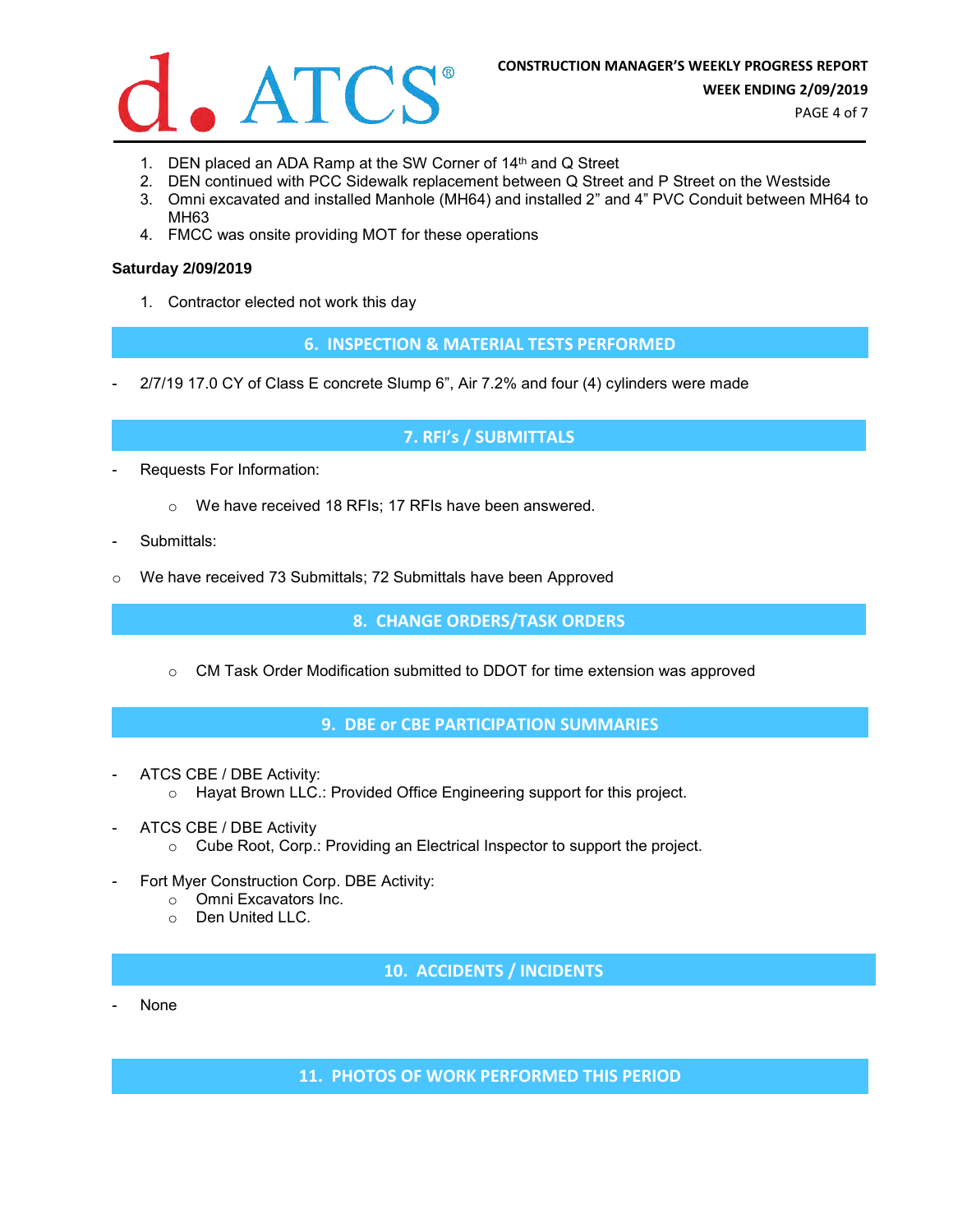1. DEN placed an ADA Ramp at the SW Corner of 14th and Q Street
2. DEN continued with PCC Sidewalk replacement between Q Street and P Street on the Westside
3. Omni excavated and installed Manhole (MH64) and installed 2" and 4" PVC Conduit between MH64 to MH63
4. FMCC was onsite providing MOT for these operations

**Saturday 2/09/2019**

1. Contractor elected not work this day

## 6. INSPECTION & MATERIAL TESTS PERFORMED

- 2/7/19 17.0 CY of Class E concrete Slump 6", Air 7.2% and four (4) cylinders were made

## 7. RFI's / SUBMITTALS

- Requests For Information:
  - We have received 18 RFIs; 17 RFIs have been answered.
- Submittals:
- We have received 73 Submittals; 72 Submittals have been Approved

## 8. CHANGE ORDERS/TASK ORDERS

- CM Task Order Modification submitted to DDOT for time extension was approved

## 9. DBE or CBE PARTICIPATION SUMMARIES

- ATCS CBE / DBE Activity:
  - Hayat Brown LLC.: Provided Office Engineering support for this project.
- ATCS CBE / DBE Activity
  - Cube Root, Corp.: Providing an Electrical Inspector to support the project.
- Fort Myer Construction Corp. DBE Activity:
  - Omni Excavators Inc.
  - Den United LLC.

## 10. ACCIDENTS / INCIDENTS

- None

## 11. PHOTOS OF WORK PERFORMED THIS PERIOD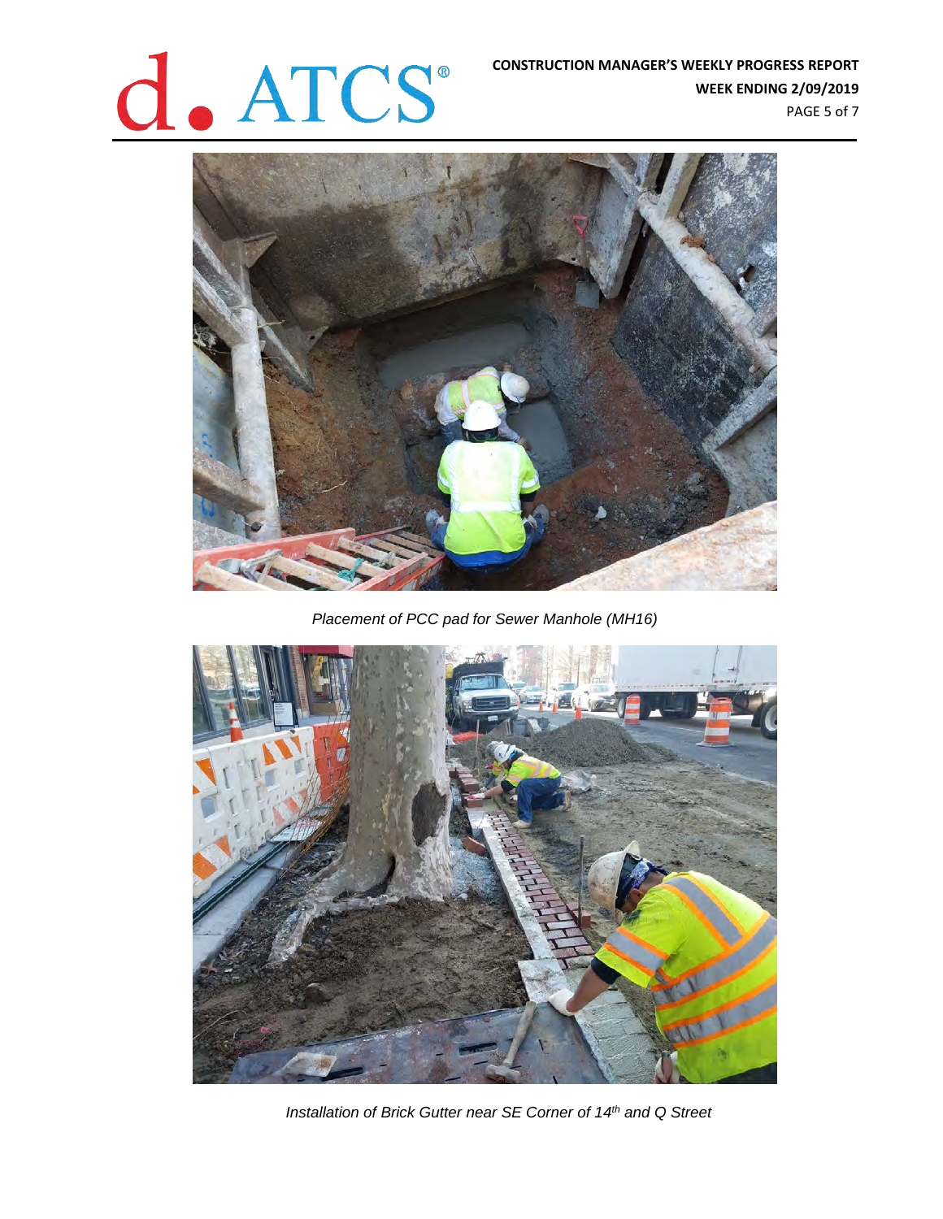*Placement of PCC pad for Sewer Manhole (MH16)*

*Installation of Brick Gutter near SE Corner of 14th and Q Street*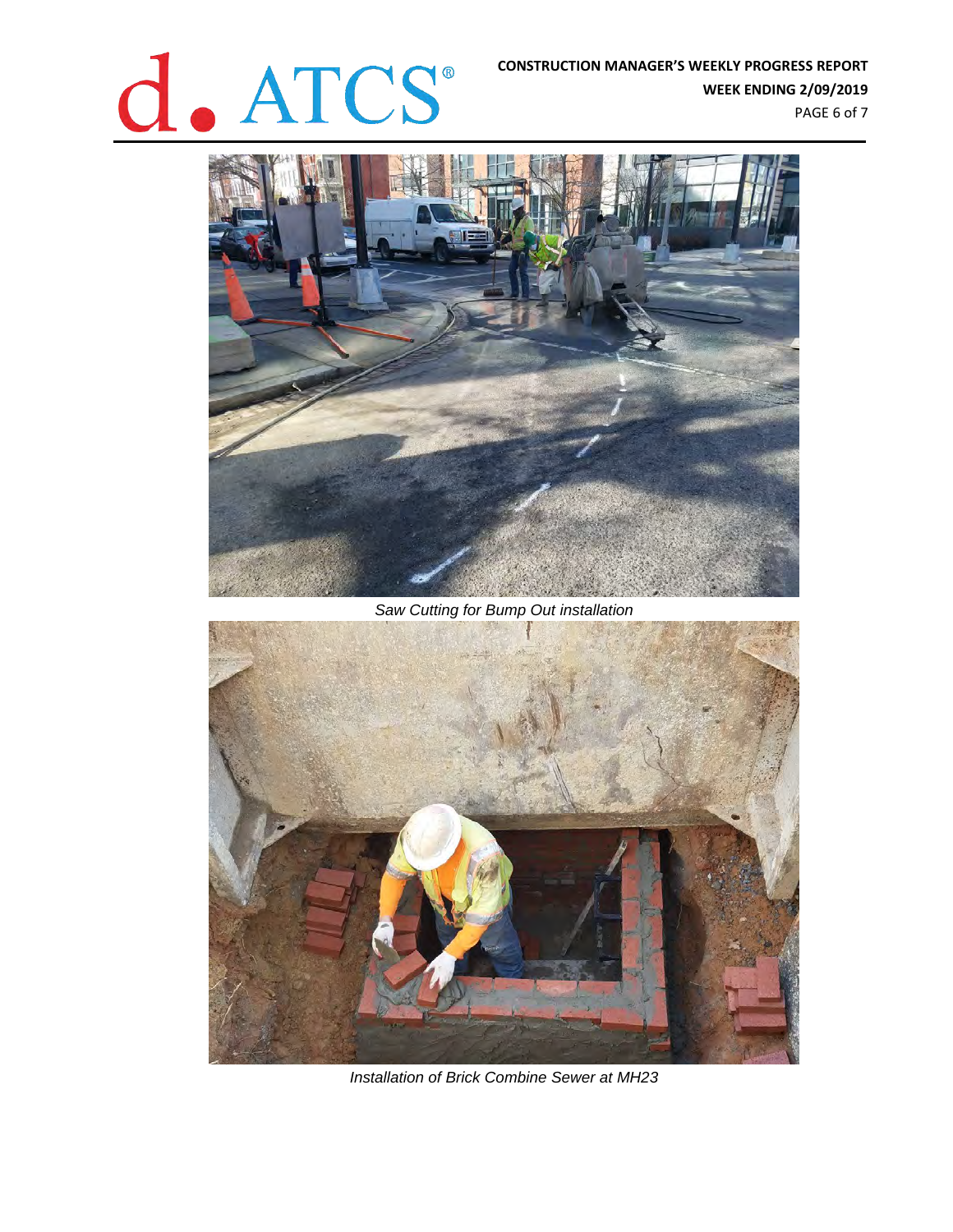Saw Cutting for Bump Out installation

Installation of Brick Combine Sewer at MH23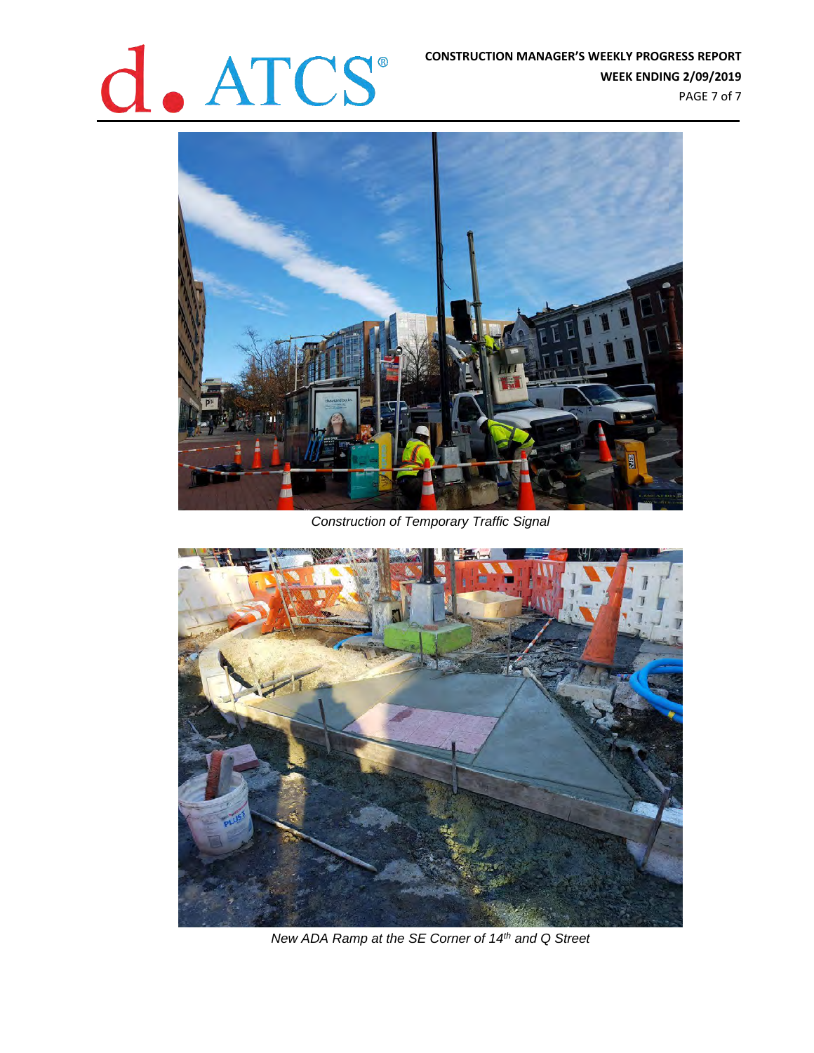*Construction of Temporary Traffic Signal*

*New ADA Ramp at the SE Corner of 14th and Q Street*